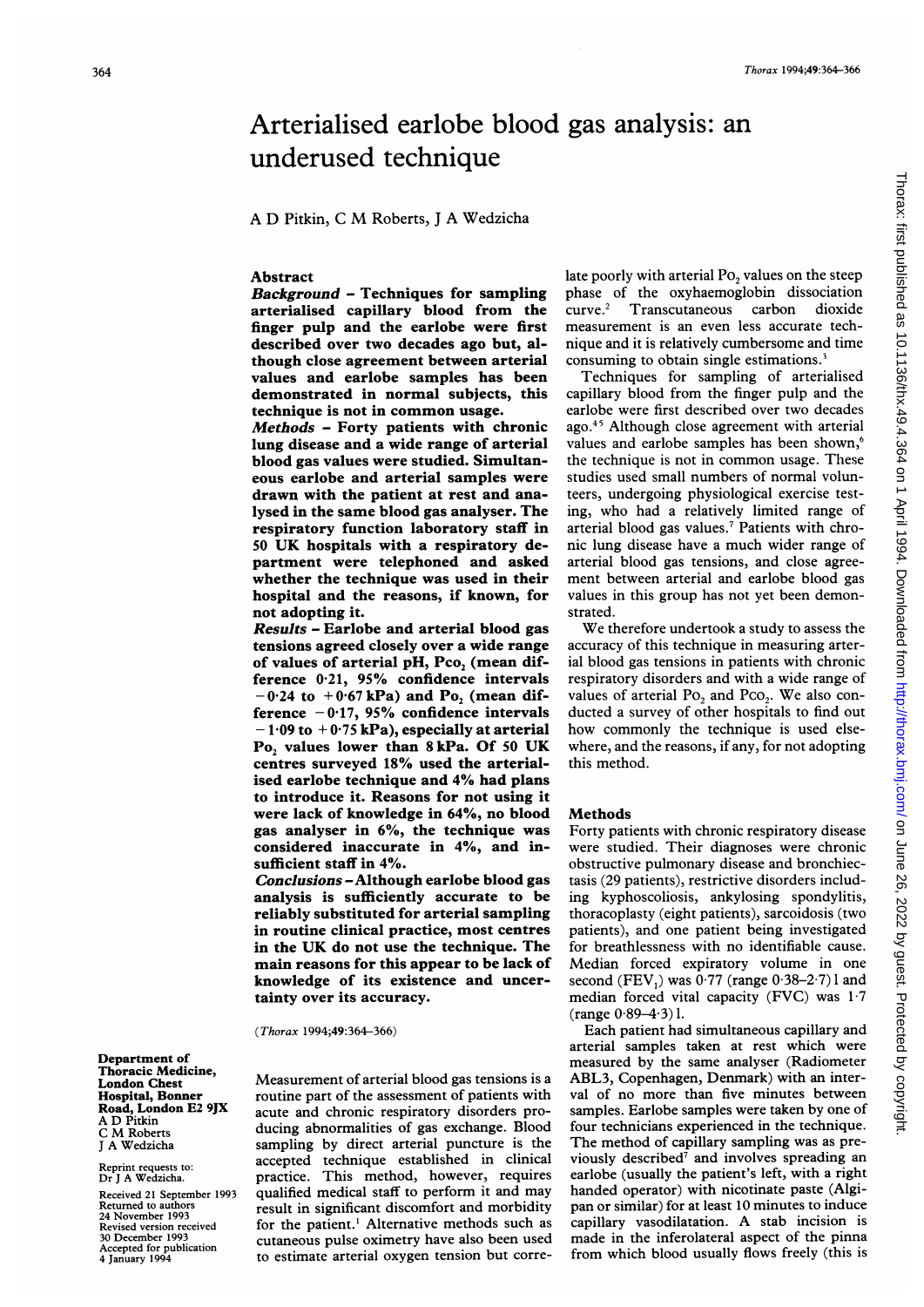# Arterialised earlobe blood gas analysis: an underused technique

A D Pitkin, C M Roberts, J A Wedzicha

Department of Thoracic Medicine, London Chest Hospital, Bonner Road, London E2 9JX
A D Pitkin
C M Roberts
J A Wedzicha

Reprint requests to: Dr J A Wedzicha.

Received 21 September 1993
Returned to authors 24 November 1993
Revised version received 30 December 1993
Accepted for publication 4 January 1994

## Abstract

***Background*** – **Techniques for sampling arterialised capillary blood from the finger pulp and the earlobe were first described over two decades ago but, although close agreement between arterial values and earlobe samples has been demonstrated in normal subjects, this technique is not in common usage.**

***Methods*** – **Forty patients with chronic lung disease and a wide range of arterial blood gas values were studied. Simultaneous earlobe and arterial samples were drawn with the patient at rest and analysed in the same blood gas analyser. The respiratory function laboratory staff in 50 UK hospitals with a respiratory department were telephoned and asked whether the technique was used in their hospital and the reasons, if known, for not adopting it.**

***Results*** – **Earlobe and arterial blood gas tensions agreed closely over a wide range of values of arterial pH, $P_{CO_2}$ (mean difference 0·21, 95% confidence intervals −0·24 to +0·67 kPa) and $P_{O_2}$ (mean difference −0·17, 95% confidence intervals −1·09 to +0·75 kPa), especially at arterial $P_{O_2}$ values lower than 8 kPa. Of 50 UK centres surveyed 18% used the arterialised earlobe technique and 4% had plans to introduce it. Reasons for not using it were lack of knowledge in 64%, no blood gas analyser in 6%, the technique was considered inaccurate in 4%, and insufficient staff in 4%.**

***Conclusions*** – **Although earlobe blood gas analysis is sufficiently accurate to be reliably substituted for arterial sampling in routine clinical practice, most centres in the UK do not use the technique. The main reasons for this appear to be lack of knowledge of its existence and uncertainty over its accuracy.**

(*Thorax* 1994;49:364–366)

Measurement of arterial blood gas tensions is a routine part of the assessment of patients with acute and chronic respiratory disorders producing abnormalities of gas exchange. Blood sampling by direct arterial puncture is the accepted technique established in clinical practice. This method, however, requires qualified medical staff to perform it and may result in significant discomfort and morbidity for the patient.[1] Alternative methods such as cutaneous pulse oximetry have also been used to estimate arterial oxygen tension but correlate poorly with arterial $P_{O_2}$ values on the steep phase of the oxyhaemoglobin dissociation curve.[2] Transcutaneous carbon dioxide measurement is an even less accurate technique and it is relatively cumbersome and time consuming to obtain single estimations.[3]

Techniques for sampling of arterialised capillary blood from the finger pulp and the earlobe were first described over two decades ago.[4,5] Although close agreement with arterial values and earlobe samples has been shown,[6] the technique is not in common usage. These studies used small numbers of normal volunteers, undergoing physiological exercise testing, who had a relatively limited range of arterial blood gas values.[7] Patients with chronic lung disease have a much wider range of arterial blood gas tensions, and close agreement between arterial and earlobe blood gas values in this group has not yet been demonstrated.

We therefore undertook a study to assess the accuracy of this technique in measuring arterial blood gas tensions in patients with chronic respiratory disorders and with a wide range of values of arterial $P_{O_2}$ and $P_{CO_2}$. We also conducted a survey of other hospitals to find out how commonly the technique is used elsewhere, and the reasons, if any, for not adopting this method.

## Methods

Forty patients with chronic respiratory disease were studied. Their diagnoses were chronic obstructive pulmonary disease and bronchiectasis (29 patients), restrictive disorders including kyphoscoliosis, ankylosing spondylitis, thoracoplasty (eight patients), sarcoidosis (two patients), and one patient being investigated for breathlessness with no identifiable cause. Median forced expiratory volume in one second ($FEV_1$) was 0·77 (range 0·38–2·7) l and median forced vital capacity (FVC) was 1·7 (range 0·89–4·3) l.

Each patient had simultaneous capillary and arterial samples taken at rest which were measured by the same analyser (Radiometer ABL3, Copenhagen, Denmark) with an interval of no more than five minutes between samples. Earlobe samples were taken by one of four technicians experienced in the technique. The method of capillary sampling was as previously described[7] and involves spreading an earlobe (usually the patient's left, with a right handed operator) with nicotinate paste (Algipan or similar) for at least 10 minutes to induce capillary vasodilatation. A stab incision is made in the inferolateral aspect of the pinna from which blood usually flows freely (this is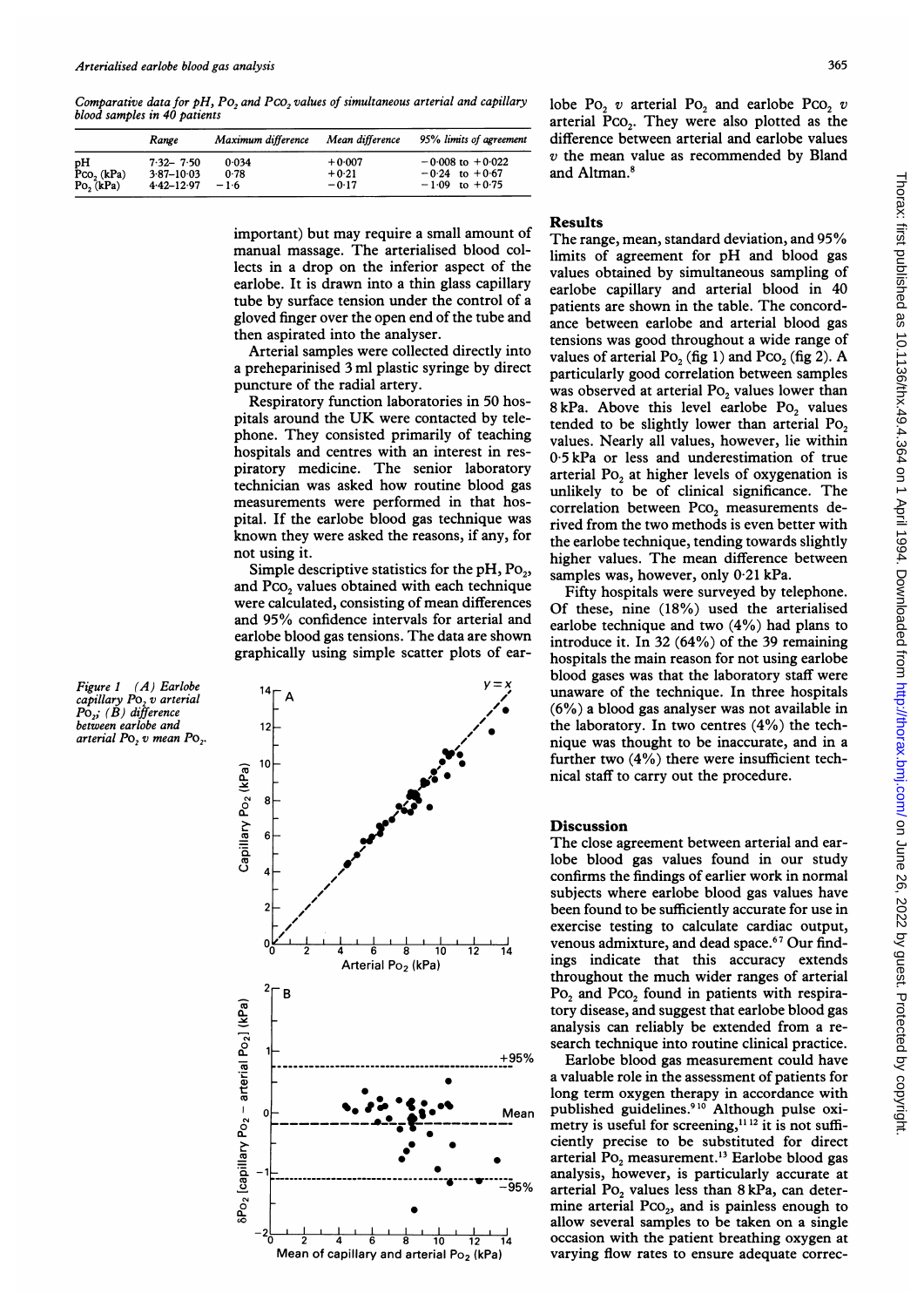*Comparative data for pH, $Po_2$ and $Pco_2$ values of simultaneous arterial and capillary blood samples in 40 patients*

| | Range | Maximum difference | Mean difference | 95% limits of agreement |
|---|---|---|---|---|
| pH | 7·32– 7·50 | 0·034 | +0·007 | −0·008 to +0·022 |
| $Pco_2$ (kPa) | 3·87–10·03 | 0·78 | +0·21 | −0·24 to +0·67 |
| $Po_2$ (kPa) | 4·42–12·97 | −1·6 | −0·17 | −1·09 to +0·75 |

important) but may require a small amount of manual massage. The arterialised blood collects in a drop on the inferior aspect of the earlobe. It is drawn into a thin glass capillary tube by surface tension under the control of a gloved finger over the open end of the tube and then aspirated into the analyser.

Arterial samples were collected directly into a preheparinised 3 ml plastic syringe by direct puncture of the radial artery.

Respiratory function laboratories in 50 hospitals around the UK were contacted by telephone. They consisted primarily of teaching hospitals and centres with an interest in respiratory medicine. The senior laboratory technician was asked how routine blood gas measurements were performed in that hospital. If the earlobe blood gas technique was known they were asked the reasons, if any, for not using it.

Simple descriptive statistics for the pH, $Po_2$, and $Pco_2$ values obtained with each technique were calculated, consisting of mean differences and 95% confidence intervals for arterial and earlobe blood gas tensions. The data are shown graphically using simple scatter plots of earlobe $Po_2$ *v* arterial $Po_2$ and earlobe $Pco_2$ *v* arterial $Pco_2$. They were also plotted as the difference between arterial and earlobe values *v* the mean value as recommended by Bland and Altman.[8]

*Figure 1 (A) Earlobe capillary $Po_2$ v arterial $Po_2$; (B) difference between earlobe and arterial $Po_2$ v mean $Po_2$.*

## Results

The range, mean, standard deviation, and 95% limits of agreement for pH and blood gas values obtained by simultaneous sampling of earlobe capillary and arterial blood in 40 patients are shown in the table. The concordance between earlobe and arterial blood gas tensions was good throughout a wide range of values of arterial $Po_2$ (fig 1) and $Pco_2$ (fig 2). A particularly good correlation between samples was observed at arterial $Po_2$ values lower than 8 kPa. Above this level earlobe $Po_2$ values tended to be slightly lower than arterial $Po_2$ values. Nearly all values, however, lie within 0·5 kPa or less and underestimation of true arterial $Po_2$ at higher levels of oxygenation is unlikely to be of clinical significance. The correlation between $Pco_2$ measurements derived from the two methods is even better with the earlobe technique, tending towards slightly higher values. The mean difference between samples was, however, only 0·21 kPa.

Fifty hospitals were surveyed by telephone. Of these, nine (18%) used the arterialised earlobe technique and two (4%) had plans to introduce it. In 32 (64%) of the 39 remaining hospitals the main reason for not using earlobe blood gases was that the laboratory staff were unaware of the technique. In three hospitals (6%) a blood gas analyser was not available in the laboratory. In two centres (4%) the technique was thought to be inaccurate, and in a further two (4%) there were insufficient technical staff to carry out the procedure.

## Discussion

The close agreement between arterial and earlobe blood gas values found in our study confirms the findings of earlier work in normal subjects where earlobe blood gas values have been found to be sufficiently accurate for use in exercise testing to calculate cardiac output, venous admixture, and dead space.[6,7] Our findings indicate that this accuracy extends throughout the much wider ranges of arterial $Po_2$ and $Pco_2$ found in patients with respiratory disease, and suggest that earlobe blood gas analysis can reliably be extended from a research technique into routine clinical practice.

Earlobe blood gas measurement could have a valuable role in the assessment of patients for long term oxygen therapy in accordance with published guidelines.[9,10] Although pulse oximetry is useful for screening,[11,12] it is not sufficiently precise to be substituted for direct arterial $Po_2$ measurement.[13] Earlobe blood gas analysis, however, is particularly accurate at arterial $Po_2$ values less than 8 kPa, can determine arterial $Pco_2$, and is painless enough to allow several samples to be taken on a single occasion with the patient breathing oxygen at varying flow rates to ensure adequate correc-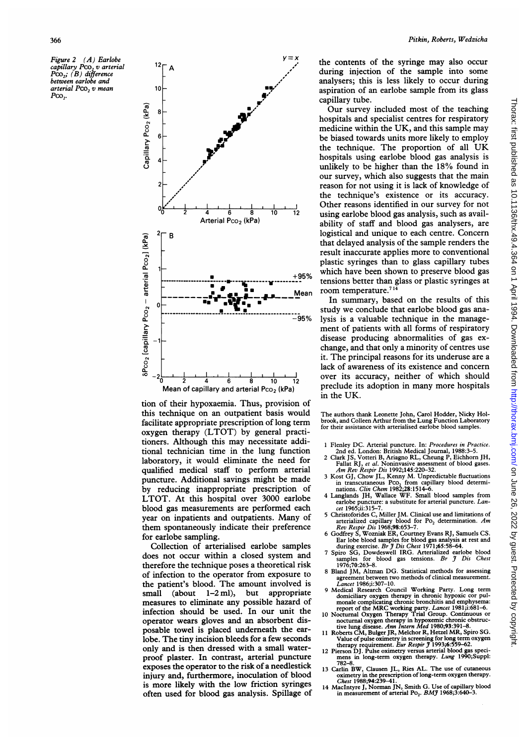*Figure 2 (A) Earlobe capillary $PCO_2$ v arterial $PCO_2$; (B) difference between earlobe and arterial $PCO_2$ v mean $PCO_2$.*

A

y = x

Capillary $PCO_2$ (kPa)

Arterial $PCO_2$ (kPa)

0 2 4 6 8 10 12

B

$\delta PCO_2$ [capillary $PCO_2$ − arterial $PCO_2$] (kPa)

+95%

Mean

−95%

Mean of capillary and arterial $PCO_2$ (kPa)

tion of their hypoxaemia. Thus, provision of this technique on an outpatient basis would facilitate appropriate prescription of long term oxygen therapy (LTOT) by general practitioners. Although this may necessitate additional technician time in the lung function laboratory, it would eliminate the need for qualified medical staff to perform arterial puncture. Additional savings might be made by reducing inappropriate prescription of LTOT. At this hospital over 3000 earlobe blood gas measurements are performed each year on inpatients and outpatients. Many of them spontaneously indicate their preference for earlobe sampling.

Collection of arterialised earlobe samples does not occur within a closed system and therefore the technique poses a theoretical risk of infection to the operator from exposure to the patient's blood. The amount involved is small (about 1–2 ml), but appropriate measures to eliminate any possible hazard of infection should be used. In our unit the operator wears gloves and an absorbent disposable towel is placed underneath the earlobe. The tiny incision bleeds for a few seconds only and is then dressed with a small waterproof plaster. In contrast, arterial puncture exposes the operator to the risk of a needlestick injury and, furthermore, inoculation of blood is more likely with the low friction syringes often used for blood gas analysis. Spillage of the contents of the syringe may also occur during injection of the sample into some analysers; this is less likely to occur during aspiration of an earlobe sample from its glass capillary tube.

Our survey included most of the teaching hospitals and specialist centres for respiratory medicine within the UK, and this sample may be biased towards units more likely to employ the technique. The proportion of all UK hospitals using earlobe blood gas analysis is unlikely to be higher than the 18% found in our survey, which also suggests that the main reason for not using it is lack of knowledge of the technique's existence or its accuracy. Other reasons identified in our survey for not using earlobe blood gas analysis, such as availability of staff and blood gas analysers, are logistical and unique to each centre. Concern that delayed analysis of the sample renders the result inaccurate applies more to conventional plastic syringes than to glass capillary tubes which have been shown to preserve blood gas tensions better than glass or plastic syringes at room temperature.[7,14]

In summary, based on the results of this study we conclude that earlobe blood gas analysis is a valuable technique in the management of patients with all forms of respiratory disease producing abnormalities of gas exchange, and that only a minority of centres use it. The principal reasons for its underuse are a lack of awareness of its existence and concern over its accuracy, neither of which should preclude its adoption in many more hospitals in the UK.

The authors thank Leonette John, Carol Hodder, Nicky Holbrook, and Colleen Arthur from the Lung Function Laboratory for their assistance with arterialised earlobe blood samples.

1 Flenley DC. Arterial puncture. In: *Procedures in Practice*. 2nd ed. London: British Medical Journal, 1988:3–5.
2 Clark JS, Votteri B, Ariagno RL, Cheung P, Eichhorn JH, Fallat RJ, *et al*. Noninvasive assessment of blood gases. *Am Rev Respir Dis* 1992;**145**:220–32.
3 Kost GJ, Chow JL, Kenny M. Unpredictable fluctuations in transcutaneous $PCO_2$ from capillary blood determinations. *Clin Chem* 1982;**28**:1514–6.
4 Langlands JH, Wallace WF. Small blood samples from earlobe puncture: a substitute for arterial puncture. *Lancet* 1965;**ii**:315–7.
5 Christoforides C, Miller JM. Clinical use and limitations of arterialized capillary blood for $PO_2$ determination. *Am Rev Respir Dis* 1968;**98**:653–7.
6 Godfrey S, Wozniak ER, Courtney Evans RJ, Samuels CS. Ear lobe blood samples for blood gas analysis at rest and during exercise. *Br J Dis Chest* 1971;**65**:58–64.
7 Spiro SG, Dowdeswell IRG. Arterialized earlobe blood samples for blood gas tensions. *Br J Dis Chest* 1976;**70**:263–8.
8 Bland JM, Altman DG. Statistical methods for assessing agreement between two methods of clinical measurement. *Lancet* 1986;**i**:307–10.
9 Medical Research Council Working Party. Long term domiciliary oxygen therapy in chronic hypoxic cor pulmonale complicating chronic bronchitis and emphysema: report of the MRC working party. *Lancet* 1981;**i**:681–6.
10 Nocturnal Oxygen Therapy Trial Group. Continuous or nocturnal oxygen therapy in hypoxemic chronic obstructive lung disease. *Ann Intern Med* 1980;**93**:391–8.
11 Roberts CM, Bulger JR, Melchor R, Hetzel MR, Spiro SG. Value of pulse oximetry in screening for long term oxygen therapy requirement. *Eur Respir J* 1993;**6**:559–62.
12 Pierson DJ. Pulse oximetry versus arterial blood gas specimens in long-term oxygen therapy. *Lung* 1990;Suppl:782–8.
13 Carlin BW, Clausen JL, Ries AL. The use of cutaneous oximetry in the prescription of long-term oxygen therapy. *Chest* 1988;**94**:239–41.
14 MacIntyre J, Norman JN, Smith G. Use of capillary blood in measurement of arterial $PO_2$. *BMJ* 1968;**3**:640–3.